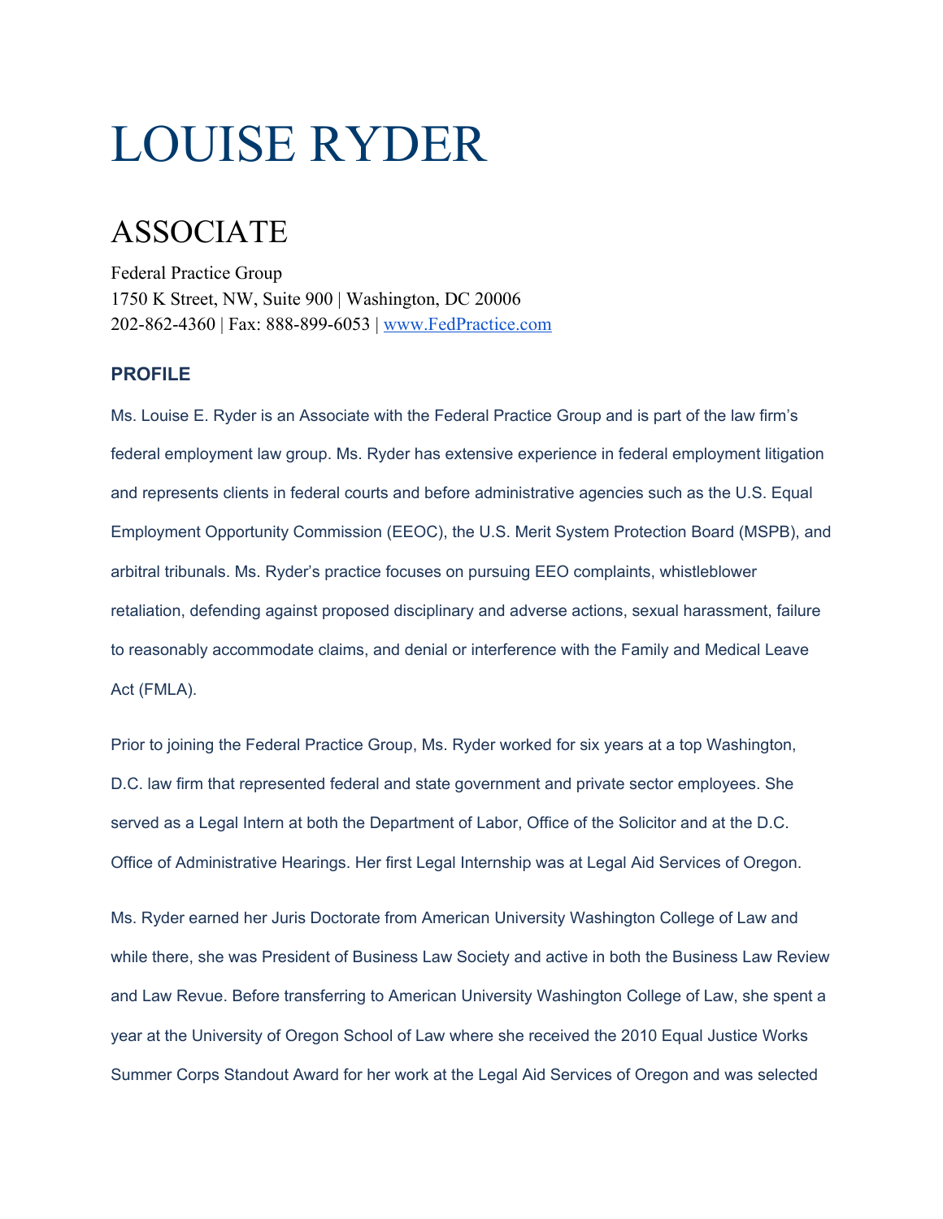# LOUISE RYDER

## ASSOCIATE

Federal Practice Group
1750 K Street, NW, Suite 900 | Washington, DC 20006
202-862-4360 | Fax: 888-899-6053 | [www.FedPractice.com](http://www.FedPractice.com)

### PROFILE

Ms. Louise E. Ryder is an Associate with the Federal Practice Group and is part of the law firm's federal employment law group. Ms. Ryder has extensive experience in federal employment litigation and represents clients in federal courts and before administrative agencies such as the U.S. Equal Employment Opportunity Commission (EEOC), the U.S. Merit System Protection Board (MSPB), and arbitral tribunals. Ms. Ryder's practice focuses on pursuing EEO complaints, whistleblower retaliation, defending against proposed disciplinary and adverse actions, sexual harassment, failure to reasonably accommodate claims, and denial or interference with the Family and Medical Leave Act (FMLA).

Prior to joining the Federal Practice Group, Ms. Ryder worked for six years at a top Washington, D.C. law firm that represented federal and state government and private sector employees. She served as a Legal Intern at both the Department of Labor, Office of the Solicitor and at the D.C. Office of Administrative Hearings. Her first Legal Internship was at Legal Aid Services of Oregon.

Ms. Ryder earned her Juris Doctorate from American University Washington College of Law and while there, she was President of Business Law Society and active in both the Business Law Review and Law Revue. Before transferring to American University Washington College of Law, she spent a year at the University of Oregon School of Law where she received the 2010 Equal Justice Works Summer Corps Standout Award for her work at the Legal Aid Services of Oregon and was selected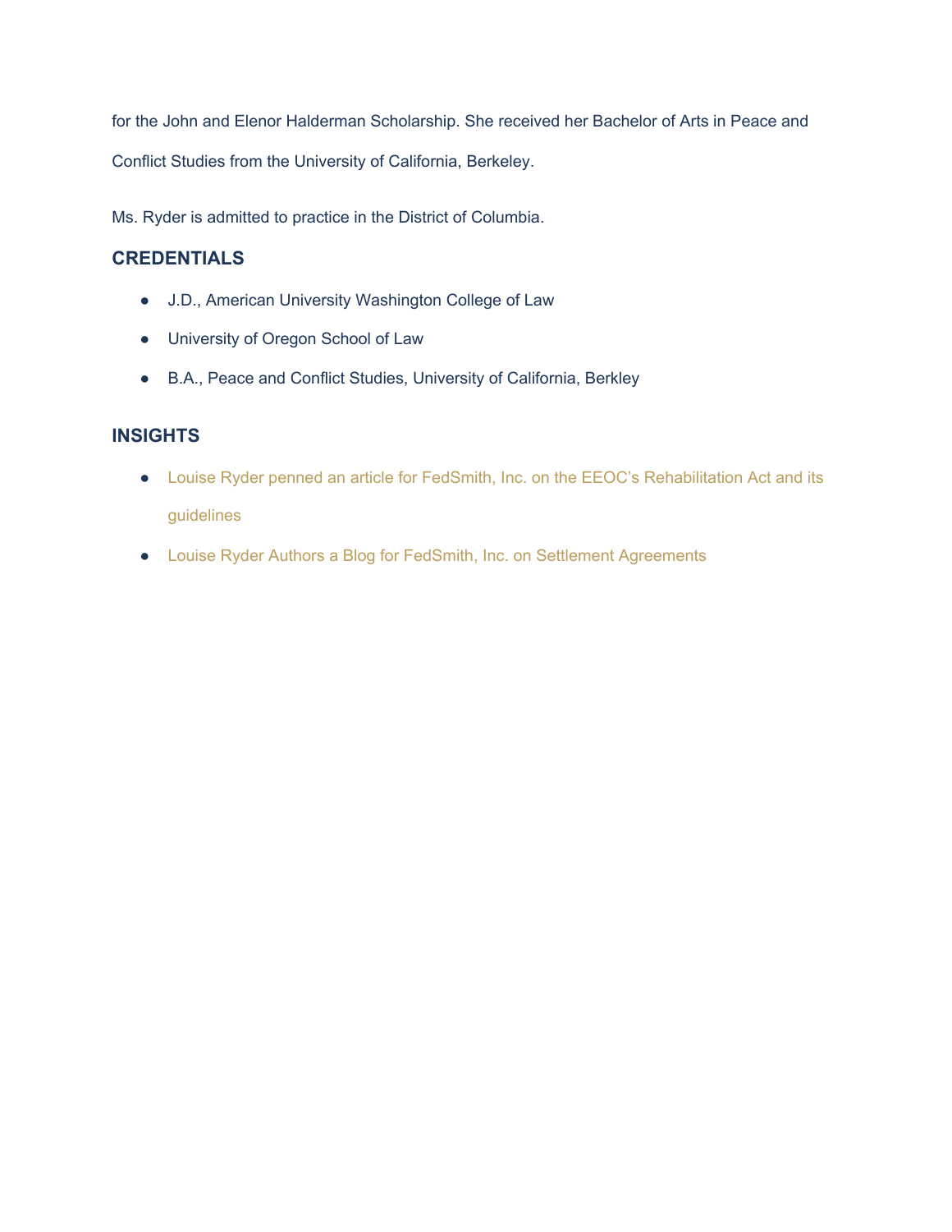for the John and Elenor Halderman Scholarship. She received her Bachelor of Arts in Peace and Conflict Studies from the University of California, Berkeley.

Ms. Ryder is admitted to practice in the District of Columbia.

## CREDENTIALS

- J.D., American University Washington College of Law
- University of Oregon School of Law
- B.A., Peace and Conflict Studies, University of California, Berkley

## INSIGHTS

- Louise Ryder penned an article for FedSmith, Inc. on the EEOC's Rehabilitation Act and its guidelines
- Louise Ryder Authors a Blog for FedSmith, Inc. on Settlement Agreements